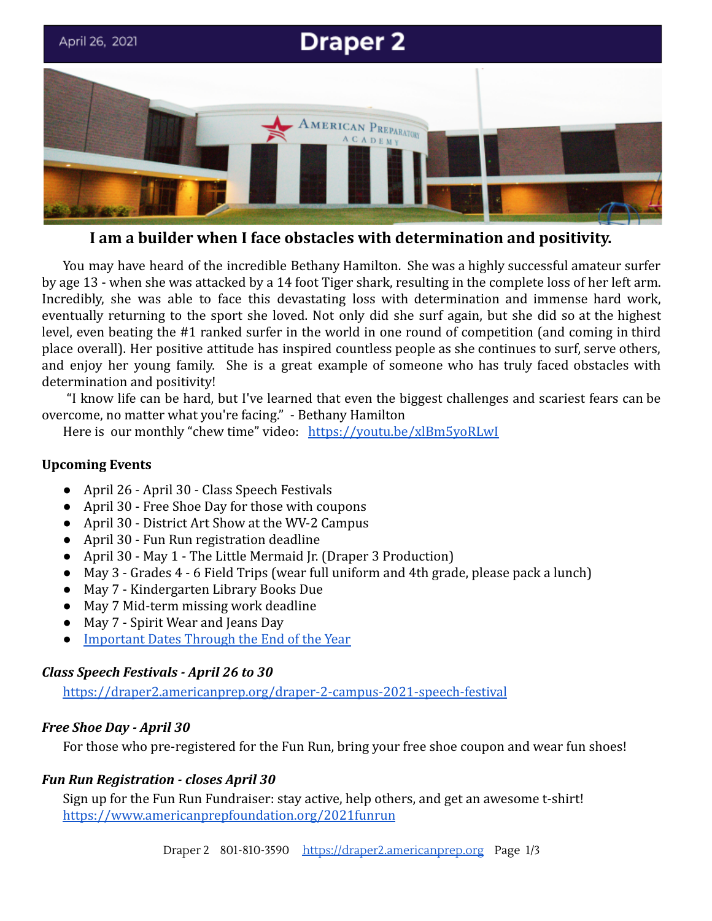April 26, 2021

# Draper 2

## I am a builder when I face obstacles with determination and positivity.

You may have heard of the incredible Bethany Hamilton. She was a highly successful amateur surfer by age 13 - when she was attacked by a 14 foot Tiger shark, resulting in the complete loss of her left arm. Incredibly, she was able to face this devastating loss with determination and immense hard work, eventually returning to the sport she loved. Not only did she surf again, but she did so at the highest level, even beating the #1 ranked surfer in the world in one round of competition (and coming in third place overall). Her positive attitude has inspired countless people as she continues to surf, serve others, and enjoy her young family. She is a great example of someone who has truly faced obstacles with determination and positivity!

"I know life can be hard, but I've learned that even the biggest challenges and scariest fears can be overcome, no matter what you're facing." - Bethany Hamilton

Here is our monthly "chew time" video: https://youtu.be/xlBm5yoRLwI

### Upcoming Events

- April 26 - April 30 - Class Speech Festivals
- April 30 - Free Shoe Day for those with coupons
- April 30 - District Art Show at the WV-2 Campus
- April 30 - Fun Run registration deadline
- April 30 - May 1 - The Little Mermaid Jr. (Draper 3 Production)
- May 3 - Grades 4 - 6 Field Trips (wear full uniform and 4th grade, please pack a lunch)
- May 7 - Kindergarten Library Books Due
- May 7 Mid-term missing work deadline
- May 7 - Spirit Wear and Jeans Day
- Important Dates Through the End of the Year

### *Class Speech Festivals - April 26 to 30*

https://draper2.americanprep.org/draper-2-campus-2021-speech-festival

### *Free Shoe Day - April 30*

For those who pre-registered for the Fun Run, bring your free shoe coupon and wear fun shoes!

### *Fun Run Registration - closes April 30*

Sign up for the Fun Run Fundraiser: stay active, help others, and get an awesome t-shirt!
https://www.americanprepfoundation.org/2021funrun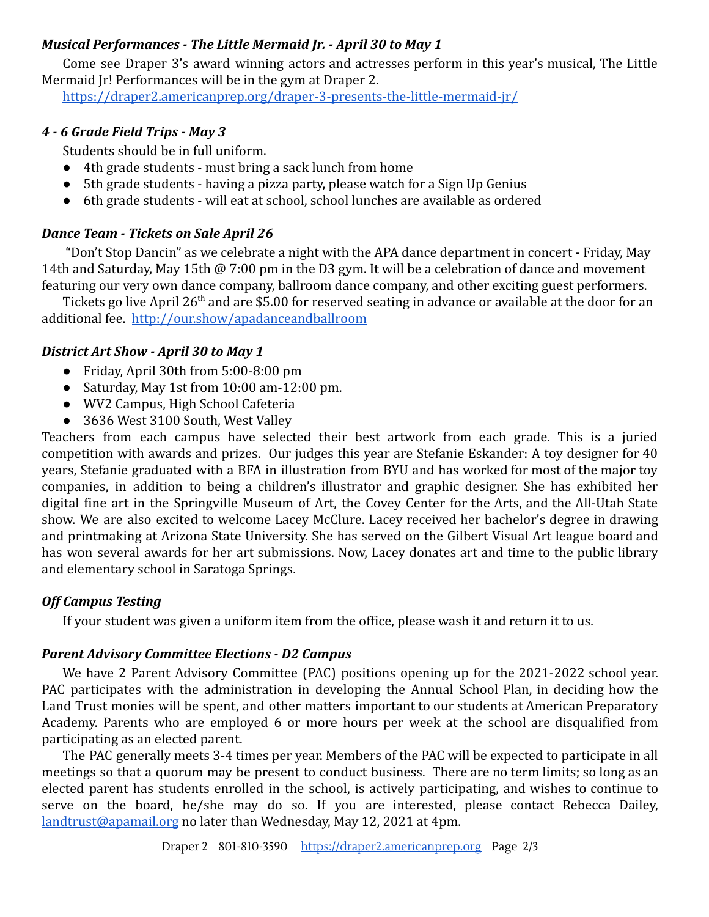***Musical Performances - The Little Mermaid Jr. - April 30 to May 1***

Come see Draper 3's award winning actors and actresses perform in this year's musical, The Little Mermaid Jr! Performances will be in the gym at Draper 2.

https://draper2.americanprep.org/draper-3-presents-the-little-mermaid-jr/

***4 - 6 Grade Field Trips - May 3***

Students should be in full uniform.

- 4th grade students - must bring a sack lunch from home
- 5th grade students - having a pizza party, please watch for a Sign Up Genius
- 6th grade students - will eat at school, school lunches are available as ordered

***Dance Team - Tickets on Sale April 26***

"Don't Stop Dancin" as we celebrate a night with the APA dance department in concert - Friday, May 14th and Saturday, May 15th @ 7:00 pm in the D3 gym. It will be a celebration of dance and movement featuring our very own dance company, ballroom dance company, and other exciting guest performers.

Tickets go live April 26th and are $5.00 for reserved seating in advance or available at the door for an additional fee. http://our.show/apadanceandballroom

***District Art Show - April 30 to May 1***

- Friday, April 30th from 5:00-8:00 pm
- Saturday, May 1st from 10:00 am-12:00 pm.
- WV2 Campus, High School Cafeteria
- 3636 West 3100 South, West Valley

Teachers from each campus have selected their best artwork from each grade. This is a juried competition with awards and prizes. Our judges this year are Stefanie Eskander: A toy designer for 40 years, Stefanie graduated with a BFA in illustration from BYU and has worked for most of the major toy companies, in addition to being a children's illustrator and graphic designer. She has exhibited her digital fine art in the Springville Museum of Art, the Covey Center for the Arts, and the All-Utah State show. We are also excited to welcome Lacey McClure. Lacey received her bachelor's degree in drawing and printmaking at Arizona State University. She has served on the Gilbert Visual Art league board and has won several awards for her art submissions. Now, Lacey donates art and time to the public library and elementary school in Saratoga Springs.

***Off Campus Testing***

If your student was given a uniform item from the office, please wash it and return it to us.

***Parent Advisory Committee Elections - D2 Campus***

We have 2 Parent Advisory Committee (PAC) positions opening up for the 2021-2022 school year. PAC participates with the administration in developing the Annual School Plan, in deciding how the Land Trust monies will be spent, and other matters important to our students at American Preparatory Academy. Parents who are employed 6 or more hours per week at the school are disqualified from participating as an elected parent.

The PAC generally meets 3-4 times per year. Members of the PAC will be expected to participate in all meetings so that a quorum may be present to conduct business. There are no term limits; so long as an elected parent has students enrolled in the school, is actively participating, and wishes to continue to serve on the board, he/she may do so. If you are interested, please contact Rebecca Dailey, landtrust@apamail.org no later than Wednesday, May 12, 2021 at 4pm.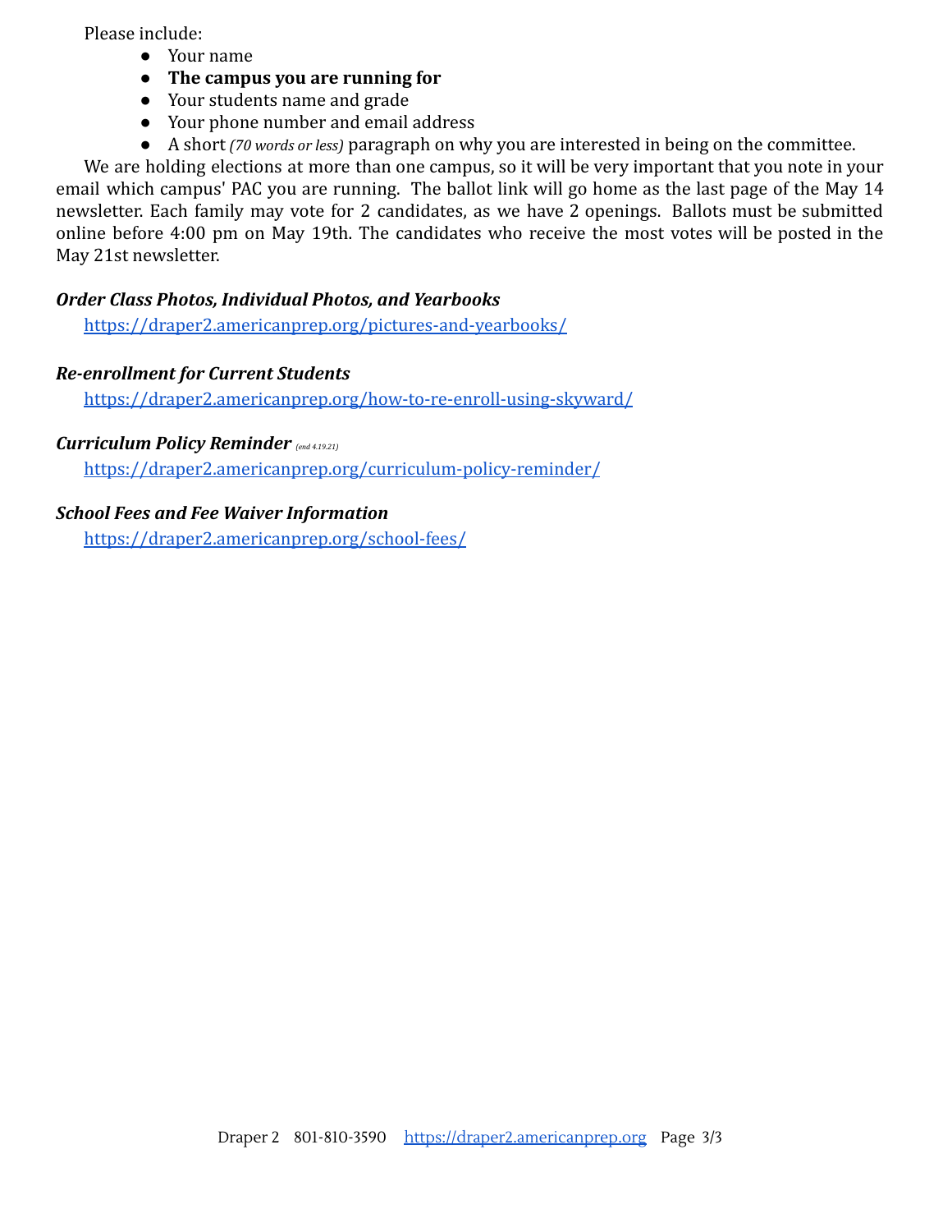Please include:

- Your name
- **The campus you are running for**
- Your students name and grade
- Your phone number and email address
- A short *(70 words or less)* paragraph on why you are interested in being on the committee.

We are holding elections at more than one campus, so it will be very important that you note in your email which campus' PAC you are running. The ballot link will go home as the last page of the May 14 newsletter. Each family may vote for 2 candidates, as we have 2 openings. Ballots must be submitted online before 4:00 pm on May 19th. The candidates who receive the most votes will be posted in the May 21st newsletter.

***Order Class Photos, Individual Photos, and Yearbooks***

https://draper2.americanprep.org/pictures-and-yearbooks/

***Re-enrollment for Current Students***

https://draper2.americanprep.org/how-to-re-enroll-using-skyward/

***Curriculum Policy Reminder*** *(end 4.19.21)*

https://draper2.americanprep.org/curriculum-policy-reminder/

***School Fees and Fee Waiver Information***

https://draper2.americanprep.org/school-fees/